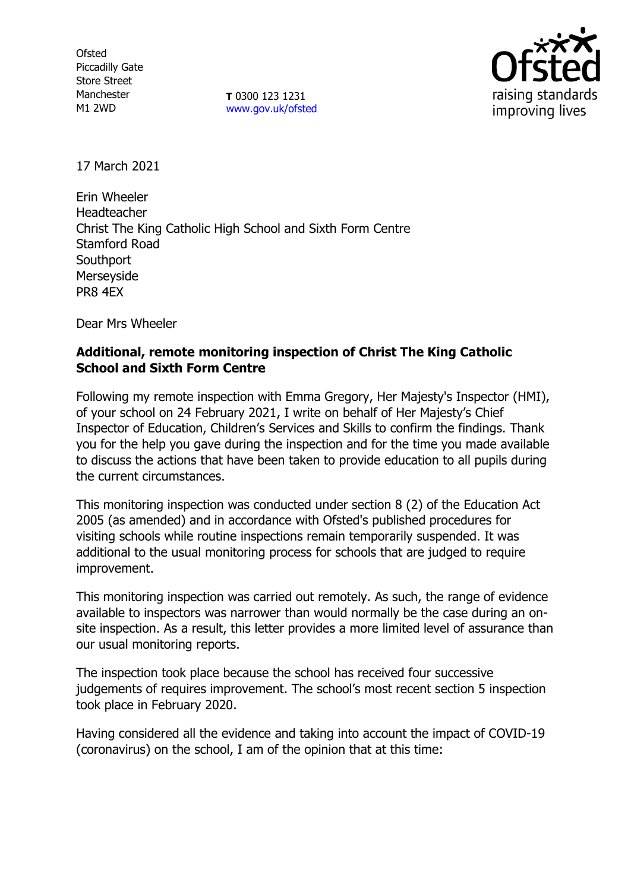Ofsted
Piccadilly Gate
Store Street
Manchester
M1 2WD

**T** 0300 123 1231
www.gov.uk/ofsted

17 March 2021

Erin Wheeler
Headteacher
Christ The King Catholic High School and Sixth Form Centre
Stamford Road
Southport
Merseyside
PR8 4EX

Dear Mrs Wheeler

**Additional, remote monitoring inspection of Christ The King Catholic School and Sixth Form Centre**

Following my remote inspection with Emma Gregory, Her Majesty's Inspector (HMI), of your school on 24 February 2021, I write on behalf of Her Majesty's Chief Inspector of Education, Children's Services and Skills to confirm the findings. Thank you for the help you gave during the inspection and for the time you made available to discuss the actions that have been taken to provide education to all pupils during the current circumstances.

This monitoring inspection was conducted under section 8 (2) of the Education Act 2005 (as amended) and in accordance with Ofsted's published procedures for visiting schools while routine inspections remain temporarily suspended. It was additional to the usual monitoring process for schools that are judged to require improvement.

This monitoring inspection was carried out remotely. As such, the range of evidence available to inspectors was narrower than would normally be the case during an on-site inspection. As a result, this letter provides a more limited level of assurance than our usual monitoring reports.

The inspection took place because the school has received four successive judgements of requires improvement. The school's most recent section 5 inspection took place in February 2020.

Having considered all the evidence and taking into account the impact of COVID-19 (coronavirus) on the school, I am of the opinion that at this time: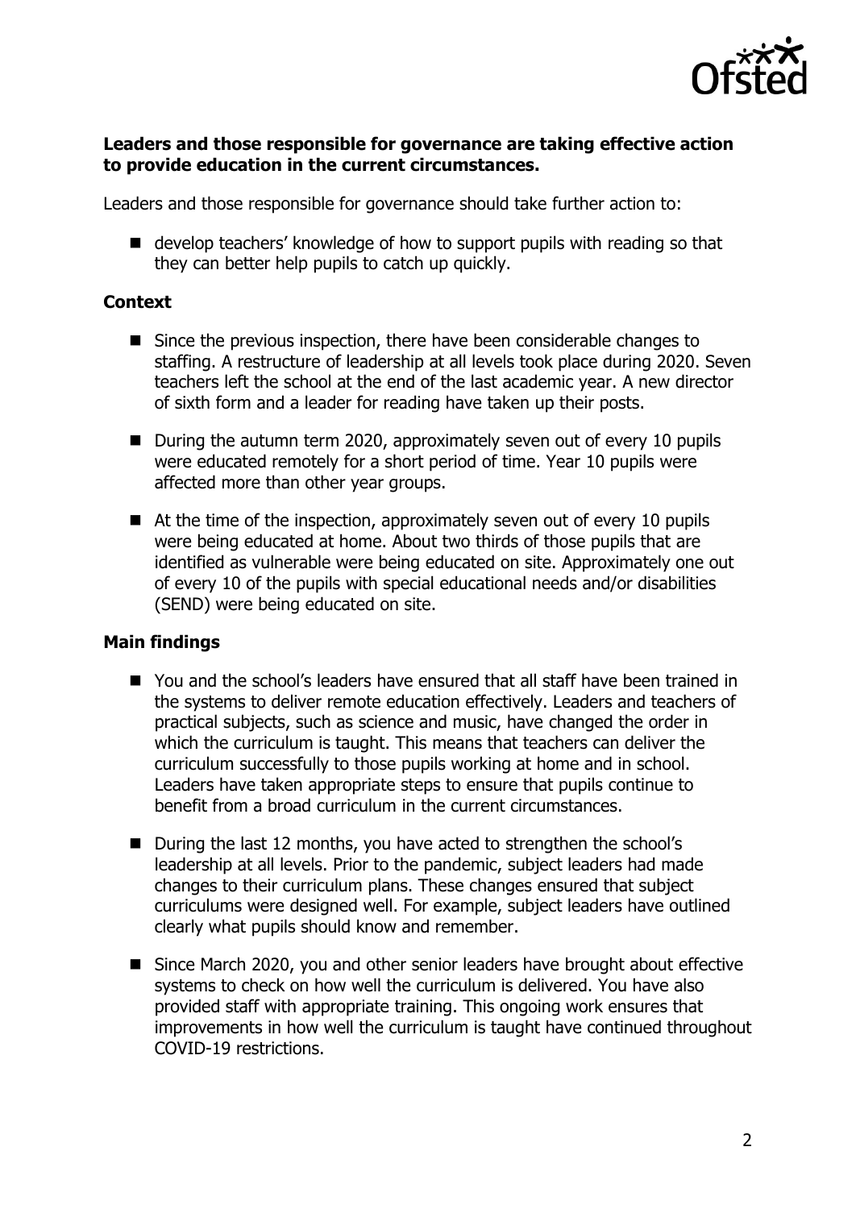**Leaders and those responsible for governance are taking effective action to provide education in the current circumstances.**

Leaders and those responsible for governance should take further action to:

- develop teachers' knowledge of how to support pupils with reading so that they can better help pupils to catch up quickly.

## Context

- Since the previous inspection, there have been considerable changes to staffing. A restructure of leadership at all levels took place during 2020. Seven teachers left the school at the end of the last academic year. A new director of sixth form and a leader for reading have taken up their posts.
- During the autumn term 2020, approximately seven out of every 10 pupils were educated remotely for a short period of time. Year 10 pupils were affected more than other year groups.
- At the time of the inspection, approximately seven out of every 10 pupils were being educated at home. About two thirds of those pupils that are identified as vulnerable were being educated on site. Approximately one out of every 10 of the pupils with special educational needs and/or disabilities (SEND) were being educated on site.

## Main findings

- You and the school's leaders have ensured that all staff have been trained in the systems to deliver remote education effectively. Leaders and teachers of practical subjects, such as science and music, have changed the order in which the curriculum is taught. This means that teachers can deliver the curriculum successfully to those pupils working at home and in school. Leaders have taken appropriate steps to ensure that pupils continue to benefit from a broad curriculum in the current circumstances.
- During the last 12 months, you have acted to strengthen the school's leadership at all levels. Prior to the pandemic, subject leaders had made changes to their curriculum plans. These changes ensured that subject curriculums were designed well. For example, subject leaders have outlined clearly what pupils should know and remember.
- Since March 2020, you and other senior leaders have brought about effective systems to check on how well the curriculum is delivered. You have also provided staff with appropriate training. This ongoing work ensures that improvements in how well the curriculum is taught have continued throughout COVID-19 restrictions.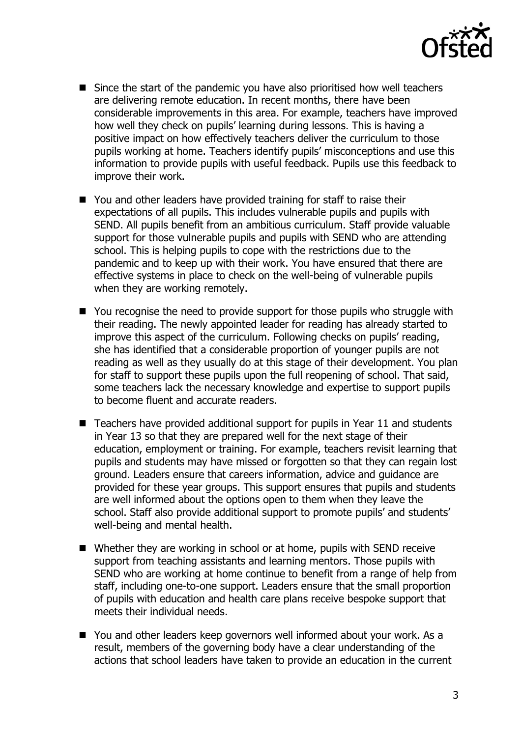- Since the start of the pandemic you have also prioritised how well teachers are delivering remote education. In recent months, there have been considerable improvements in this area. For example, teachers have improved how well they check on pupils' learning during lessons. This is having a positive impact on how effectively teachers deliver the curriculum to those pupils working at home. Teachers identify pupils' misconceptions and use this information to provide pupils with useful feedback. Pupils use this feedback to improve their work.

- You and other leaders have provided training for staff to raise their expectations of all pupils. This includes vulnerable pupils and pupils with SEND. All pupils benefit from an ambitious curriculum. Staff provide valuable support for those vulnerable pupils and pupils with SEND who are attending school. This is helping pupils to cope with the restrictions due to the pandemic and to keep up with their work. You have ensured that there are effective systems in place to check on the well-being of vulnerable pupils when they are working remotely.

- You recognise the need to provide support for those pupils who struggle with their reading. The newly appointed leader for reading has already started to improve this aspect of the curriculum. Following checks on pupils' reading, she has identified that a considerable proportion of younger pupils are not reading as well as they usually do at this stage of their development. You plan for staff to support these pupils upon the full reopening of school. That said, some teachers lack the necessary knowledge and expertise to support pupils to become fluent and accurate readers.

- Teachers have provided additional support for pupils in Year 11 and students in Year 13 so that they are prepared well for the next stage of their education, employment or training. For example, teachers revisit learning that pupils and students may have missed or forgotten so that they can regain lost ground. Leaders ensure that careers information, advice and guidance are provided for these year groups. This support ensures that pupils and students are well informed about the options open to them when they leave the school. Staff also provide additional support to promote pupils' and students' well-being and mental health.

- Whether they are working in school or at home, pupils with SEND receive support from teaching assistants and learning mentors. Those pupils with SEND who are working at home continue to benefit from a range of help from staff, including one-to-one support. Leaders ensure that the small proportion of pupils with education and health care plans receive bespoke support that meets their individual needs.

- You and other leaders keep governors well informed about your work. As a result, members of the governing body have a clear understanding of the actions that school leaders have taken to provide an education in the current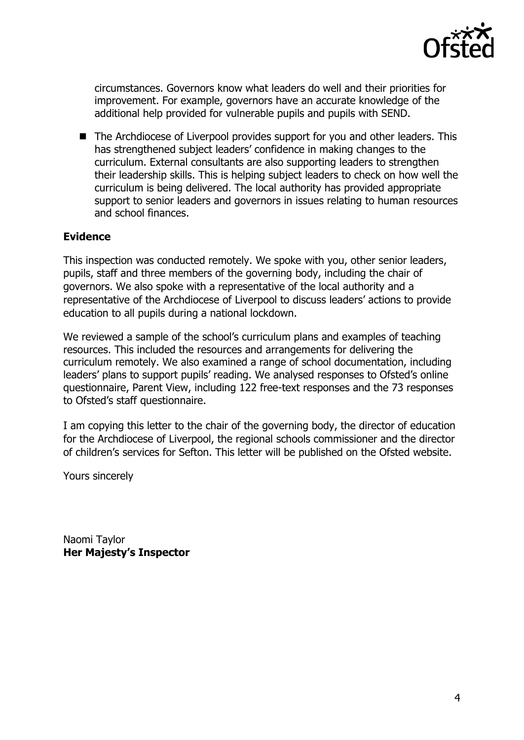circumstances. Governors know what leaders do well and their priorities for improvement. For example, governors have an accurate knowledge of the additional help provided for vulnerable pupils and pupils with SEND.

- The Archdiocese of Liverpool provides support for you and other leaders. This has strengthened subject leaders' confidence in making changes to the curriculum. External consultants are also supporting leaders to strengthen their leadership skills. This is helping subject leaders to check on how well the curriculum is being delivered. The local authority has provided appropriate support to senior leaders and governors in issues relating to human resources and school finances.

## Evidence

This inspection was conducted remotely. We spoke with you, other senior leaders, pupils, staff and three members of the governing body, including the chair of governors. We also spoke with a representative of the local authority and a representative of the Archdiocese of Liverpool to discuss leaders' actions to provide education to all pupils during a national lockdown.

We reviewed a sample of the school's curriculum plans and examples of teaching resources. This included the resources and arrangements for delivering the curriculum remotely. We also examined a range of school documentation, including leaders' plans to support pupils' reading. We analysed responses to Ofsted's online questionnaire, Parent View, including 122 free-text responses and the 73 responses to Ofsted's staff questionnaire.

I am copying this letter to the chair of the governing body, the director of education for the Archdiocese of Liverpool, the regional schools commissioner and the director of children's services for Sefton. This letter will be published on the Ofsted website.

Yours sincerely

Naomi Taylor
**Her Majesty's Inspector**